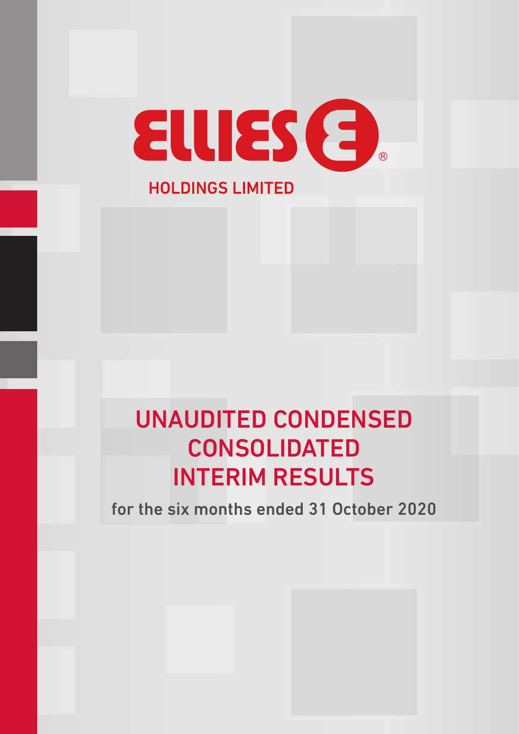ELLIES

HOLDINGS LIMITED

# UNAUDITED CONDENSED CONSOLIDATED INTERIM RESULTS

for the six months ended 31 October 2020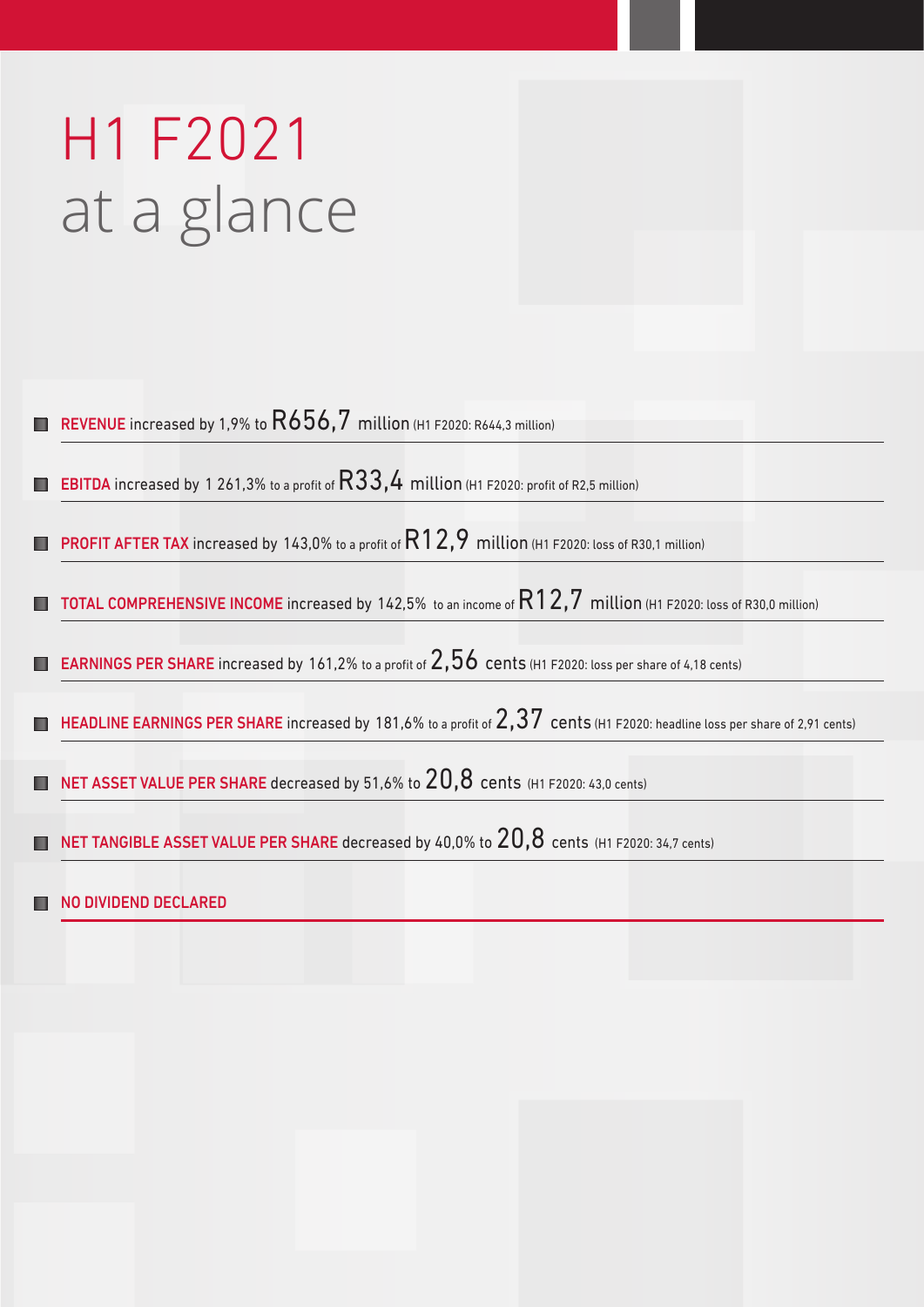# H1 F2021 at a glance

- **REVENUE** increased by 1,9% to **R656,7 million** (H1 F2020: R644,3 million)
- **EBITDA** increased by 1 261,3% to a profit of **R33,4 million** (H1 F2020: profit of R2,5 million)
- **PROFIT AFTER TAX** increased by 143,0% to a profit of **R12,9 million** (H1 F2020: loss of R30,1 million)
- **TOTAL COMPREHENSIVE INCOME** increased by 142,5% to an income of **R12,7 million** (H1 F2020: loss of R30,0 million)
- **EARNINGS PER SHARE** increased by 161,2% to a profit of **2,56 cents** (H1 F2020: loss per share of 4,18 cents)
- **HEADLINE EARNINGS PER SHARE** increased by 181,6% to a profit of **2,37 cents** (H1 F2020: headline loss per share of 2,91 cents)
- **NET ASSET VALUE PER SHARE** decreased by 51,6% to **20,8 cents** (H1 F2020: 43,0 cents)
- **NET TANGIBLE ASSET VALUE PER SHARE** decreased by 40,0% to **20,8 cents** (H1 F2020: 34,7 cents)
- **NO DIVIDEND DECLARED**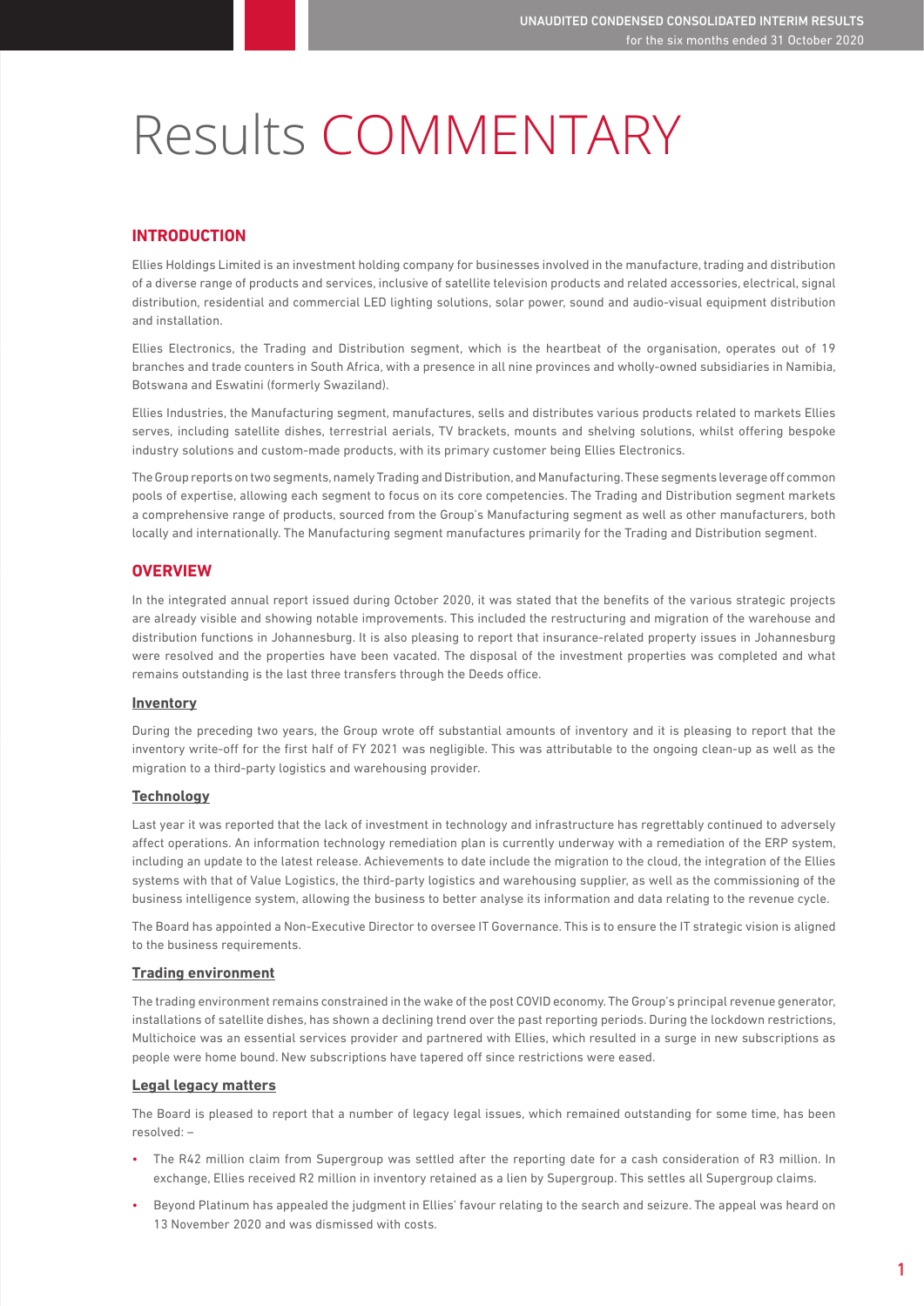# Results COMMENTARY

## INTRODUCTION

Ellies Holdings Limited is an investment holding company for businesses involved in the manufacture, trading and distribution of a diverse range of products and services, inclusive of satellite television products and related accessories, electrical, signal distribution, residential and commercial LED lighting solutions, solar power, sound and audio-visual equipment distribution and installation.

Ellies Electronics, the Trading and Distribution segment, which is the heartbeat of the organisation, operates out of 19 branches and trade counters in South Africa, with a presence in all nine provinces and wholly-owned subsidiaries in Namibia, Botswana and Eswatini (formerly Swaziland).

Ellies Industries, the Manufacturing segment, manufactures, sells and distributes various products related to markets Ellies serves, including satellite dishes, terrestrial aerials, TV brackets, mounts and shelving solutions, whilst offering bespoke industry solutions and custom-made products, with its primary customer being Ellies Electronics.

The Group reports on two segments, namely Trading and Distribution, and Manufacturing. These segments leverage off common pools of expertise, allowing each segment to focus on its core competencies. The Trading and Distribution segment markets a comprehensive range of products, sourced from the Group's Manufacturing segment as well as other manufacturers, both locally and internationally. The Manufacturing segment manufactures primarily for the Trading and Distribution segment.

## OVERVIEW

In the integrated annual report issued during October 2020, it was stated that the benefits of the various strategic projects are already visible and showing notable improvements. This included the restructuring and migration of the warehouse and distribution functions in Johannesburg. It is also pleasing to report that insurance-related property issues in Johannesburg were resolved and the properties have been vacated. The disposal of the investment properties was completed and what remains outstanding is the last three transfers through the Deeds office.

### Inventory

During the preceding two years, the Group wrote off substantial amounts of inventory and it is pleasing to report that the inventory write-off for the first half of FY 2021 was negligible. This was attributable to the ongoing clean-up as well as the migration to a third-party logistics and warehousing provider.

### Technology

Last year it was reported that the lack of investment in technology and infrastructure has regrettably continued to adversely affect operations. An information technology remediation plan is currently underway with a remediation of the ERP system, including an update to the latest release. Achievements to date include the migration to the cloud, the integration of the Ellies systems with that of Value Logistics, the third-party logistics and warehousing supplier, as well as the commissioning of the business intelligence system, allowing the business to better analyse its information and data relating to the revenue cycle.

The Board has appointed a Non-Executive Director to oversee IT Governance. This is to ensure the IT strategic vision is aligned to the business requirements.

### Trading environment

The trading environment remains constrained in the wake of the post COVID economy. The Group's principal revenue generator, installations of satellite dishes, has shown a declining trend over the past reporting periods. During the lockdown restrictions, Multichoice was an essential services provider and partnered with Ellies, which resulted in a surge in new subscriptions as people were home bound. New subscriptions have tapered off since restrictions were eased.

### Legal legacy matters

The Board is pleased to report that a number of legacy legal issues, which remained outstanding for some time, has been resolved: –

- The R42 million claim from Supergroup was settled after the reporting date for a cash consideration of R3 million. In exchange, Ellies received R2 million in inventory retained as a lien by Supergroup. This settles all Supergroup claims.
- Beyond Platinum has appealed the judgment in Ellies' favour relating to the search and seizure. The appeal was heard on 13 November 2020 and was dismissed with costs.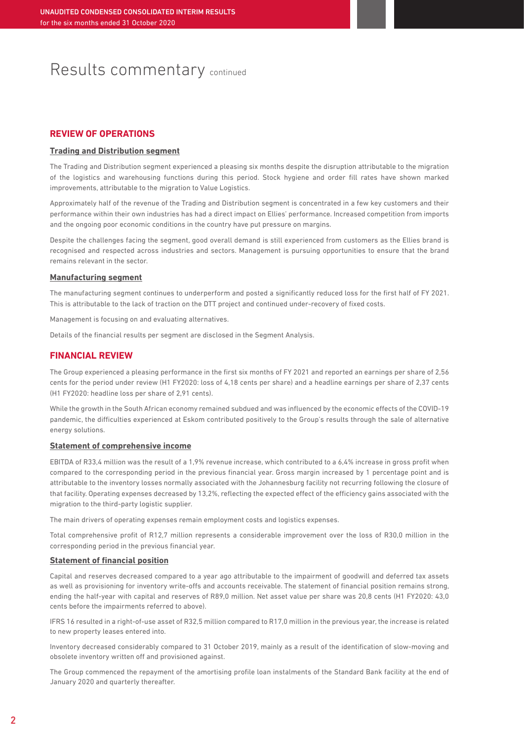# Results commentary continued

## REVIEW OF OPERATIONS

### Trading and Distribution segment

The Trading and Distribution segment experienced a pleasing six months despite the disruption attributable to the migration of the logistics and warehousing functions during this period. Stock hygiene and order fill rates have shown marked improvements, attributable to the migration to Value Logistics.

Approximately half of the revenue of the Trading and Distribution segment is concentrated in a few key customers and their performance within their own industries has had a direct impact on Ellies' performance. Increased competition from imports and the ongoing poor economic conditions in the country have put pressure on margins.

Despite the challenges facing the segment, good overall demand is still experienced from customers as the Ellies brand is recognised and respected across industries and sectors. Management is pursuing opportunities to ensure that the brand remains relevant in the sector.

### Manufacturing segment

The manufacturing segment continues to underperform and posted a significantly reduced loss for the first half of FY 2021. This is attributable to the lack of traction on the DTT project and continued under-recovery of fixed costs.

Management is focusing on and evaluating alternatives.

Details of the financial results per segment are disclosed in the Segment Analysis.

## FINANCIAL REVIEW

The Group experienced a pleasing performance in the first six months of FY 2021 and reported an earnings per share of 2,56 cents for the period under review (H1 FY2020: loss of 4,18 cents per share) and a headline earnings per share of 2,37 cents (H1 FY2020: headline loss per share of 2,91 cents).

While the growth in the South African economy remained subdued and was influenced by the economic effects of the COVID-19 pandemic, the difficulties experienced at Eskom contributed positively to the Group's results through the sale of alternative energy solutions.

### Statement of comprehensive income

EBITDA of R33,4 million was the result of a 1,9% revenue increase, which contributed to a 6,4% increase in gross profit when compared to the corresponding period in the previous financial year. Gross margin increased by 1 percentage point and is attributable to the inventory losses normally associated with the Johannesburg facility not recurring following the closure of that facility. Operating expenses decreased by 13,2%, reflecting the expected effect of the efficiency gains associated with the migration to the third-party logistic supplier.

The main drivers of operating expenses remain employment costs and logistics expenses.

Total comprehensive profit of R12,7 million represents a considerable improvement over the loss of R30,0 million in the corresponding period in the previous financial year.

### Statement of financial position

Capital and reserves decreased compared to a year ago attributable to the impairment of goodwill and deferred tax assets as well as provisioning for inventory write-offs and accounts receivable. The statement of financial position remains strong, ending the half-year with capital and reserves of R89,0 million. Net asset value per share was 20,8 cents (H1 FY2020: 43,0 cents before the impairments referred to above).

IFRS 16 resulted in a right-of-use asset of R32,5 million compared to R17,0 million in the previous year, the increase is related to new property leases entered into.

Inventory decreased considerably compared to 31 October 2019, mainly as a result of the identification of slow-moving and obsolete inventory written off and provisioned against.

The Group commenced the repayment of the amortising profile loan instalments of the Standard Bank facility at the end of January 2020 and quarterly thereafter.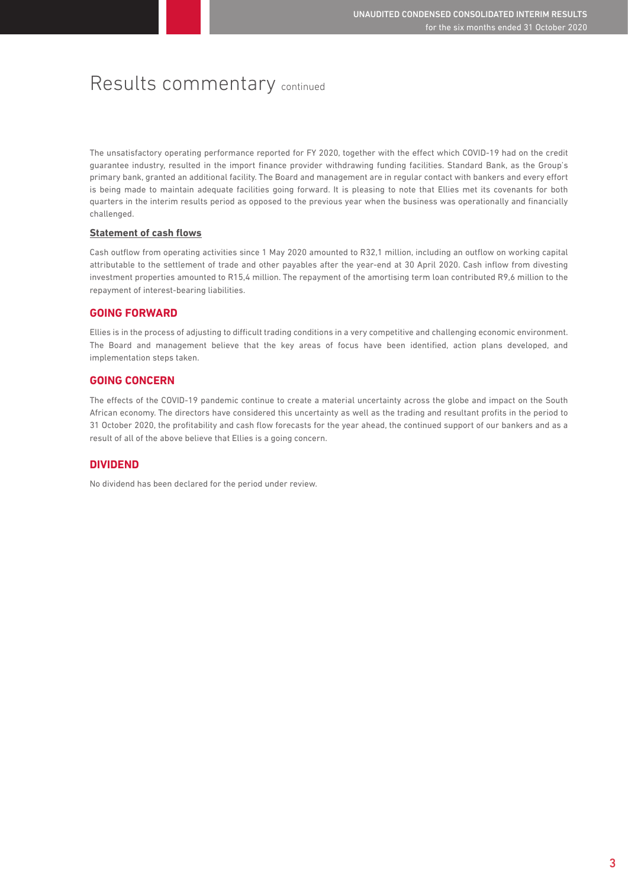# Results commentary continued

The unsatisfactory operating performance reported for FY 2020, together with the effect which COVID-19 had on the credit guarantee industry, resulted in the import finance provider withdrawing funding facilities. Standard Bank, as the Group's primary bank, granted an additional facility. The Board and management are in regular contact with bankers and every effort is being made to maintain adequate facilities going forward. It is pleasing to note that Ellies met its covenants for both quarters in the interim results period as opposed to the previous year when the business was operationally and financially challenged.

**Statement of cash flows**

Cash outflow from operating activities since 1 May 2020 amounted to R32,1 million, including an outflow on working capital attributable to the settlement of trade and other payables after the year-end at 30 April 2020. Cash inflow from divesting investment properties amounted to R15,4 million. The repayment of the amortising term loan contributed R9,6 million to the repayment of interest-bearing liabilities.

## GOING FORWARD

Ellies is in the process of adjusting to difficult trading conditions in a very competitive and challenging economic environment. The Board and management believe that the key areas of focus have been identified, action plans developed, and implementation steps taken.

## GOING CONCERN

The effects of the COVID-19 pandemic continue to create a material uncertainty across the globe and impact on the South African economy. The directors have considered this uncertainty as well as the trading and resultant profits in the period to 31 October 2020, the profitability and cash flow forecasts for the year ahead, the continued support of our bankers and as a result of all of the above believe that Ellies is a going concern.

## DIVIDEND

No dividend has been declared for the period under review.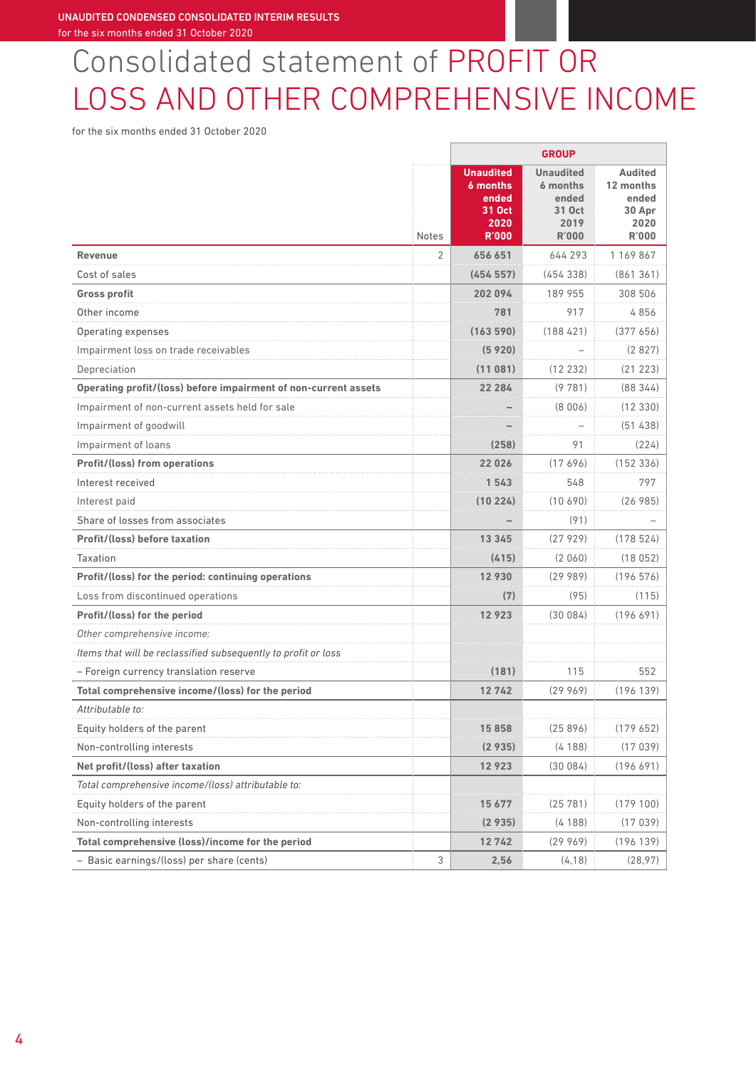# Consolidated statement of PROFIT OR LOSS AND OTHER COMPREHENSIVE INCOME

for the six months ended 31 October 2020

| | Notes | GROUP Unaudited 6 months ended 31 Oct 2020 R'000 | Unaudited 6 months ended 31 Oct 2019 R'000 | Audited 12 months ended 30 Apr 2020 R'000 |
|---|---|---|---|---|
| **Revenue** | 2 | **656 651** | 644 293 | 1 169 867 |
| Cost of sales | | **(454 557)** | (454 338) | (861 361) |
| **Gross profit** | | **202 094** | 189 955 | 308 506 |
| Other income | | **781** | 917 | 4 856 |
| Operating expenses | | **(163 590)** | (188 421) | (377 656) |
| Impairment loss on trade receivables | | **(5 920)** | – | (2 827) |
| Depreciation | | **(11 081)** | (12 232) | (21 223) |
| **Operating profit/(loss) before impairment of non-current assets** | | **22 284** | (9 781) | (88 344) |
| Impairment of non-current assets held for sale | | **–** | (8 006) | (12 330) |
| Impairment of goodwill | | **–** | – | (51 438) |
| Impairment of loans | | **(258)** | 91 | (224) |
| **Profit/(loss) from operations** | | **22 026** | (17 696) | (152 336) |
| Interest received | | **1 543** | 548 | 797 |
| Interest paid | | **(10 224)** | (10 690) | (26 985) |
| Share of losses from associates | | **–** | (91) | – |
| **Profit/(loss) before taxation** | | **13 345** | (27 929) | (178 524) |
| Taxation | | **(415)** | (2 060) | (18 052) |
| **Profit/(loss) for the period: continuing operations** | | **12 930** | (29 989) | (196 576) |
| Loss from discontinued operations | | **(7)** | (95) | (115) |
| **Profit/(loss) for the period** | | **12 923** | (30 084) | (196 691) |
| *Other comprehensive income:* | | | | |
| *Items that will be reclassified subsequently to profit or loss* | | | | |
| – Foreign currency translation reserve | | **(181)** | 115 | 552 |
| **Total comprehensive income/(loss) for the period** | | **12 742** | (29 969) | (196 139) |
| *Attributable to:* | | | | |
| Equity holders of the parent | | **15 858** | (25 896) | (179 652) |
| Non-controlling interests | | **(2 935)** | (4 188) | (17 039) |
| **Net profit/(loss) after taxation** | | **12 923** | (30 084) | (196 691) |
| *Total comprehensive income/(loss) attributable to:* | | | | |
| Equity holders of the parent | | **15 677** | (25 781) | (179 100) |
| Non-controlling interests | | **(2 935)** | (4 188) | (17 039) |
| **Total comprehensive (loss)/income for the period** | | **12 742** | (29 969) | (196 139) |
| – Basic earnings/(loss) per share (cents) | 3 | **2,56** | (4,18) | (28,97) |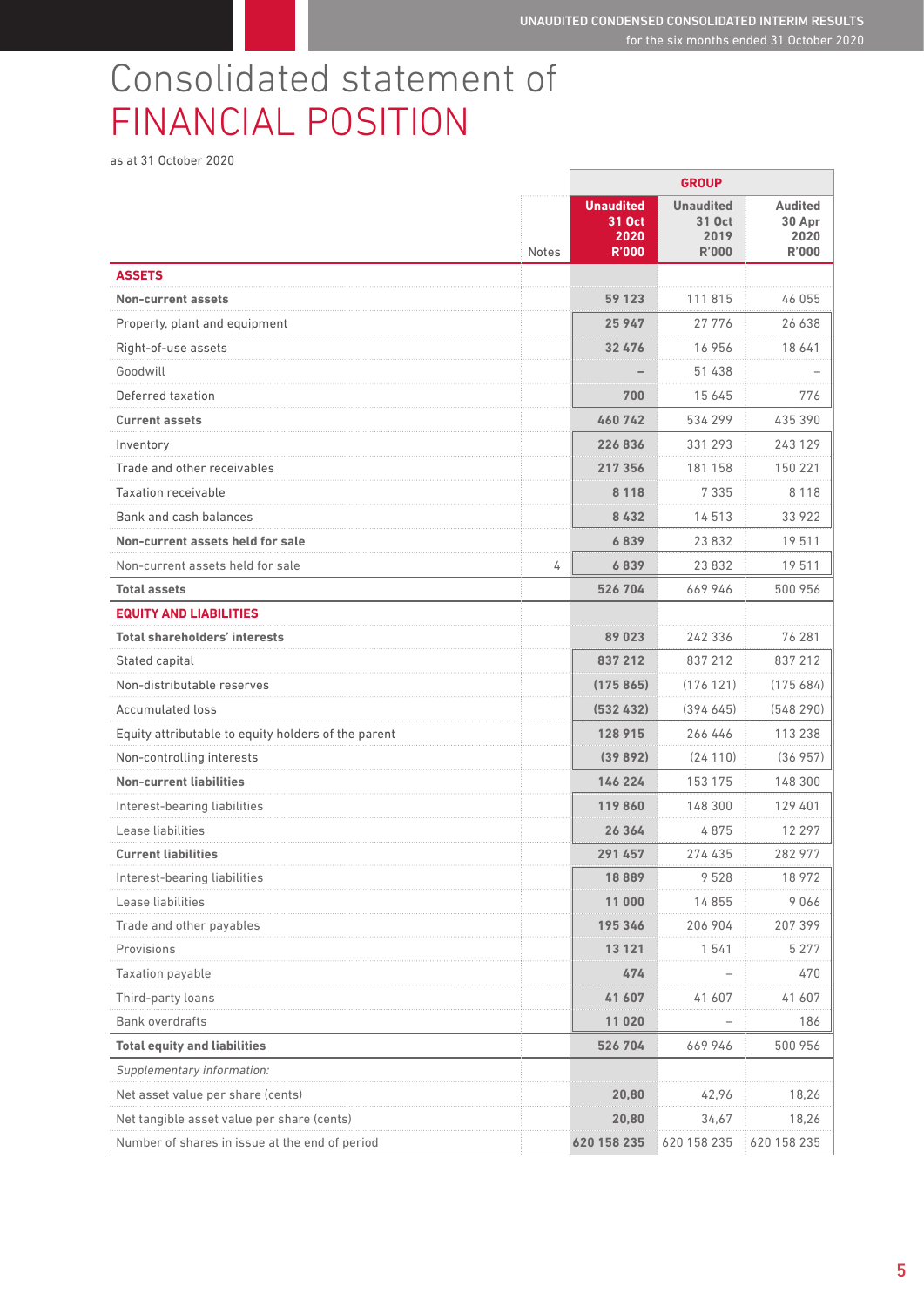# Consolidated statement of FINANCIAL POSITION

as at 31 October 2020

| | Notes | GROUP Unaudited 31 Oct 2020 R'000 | Unaudited 31 Oct 2019 R'000 | Audited 30 Apr 2020 R'000 |
|---|---|---|---|---|
| **ASSETS** | | | | |
| **Non-current assets** | | **59 123** | 111 815 | 46 055 |
| Property, plant and equipment | | **25 947** | 27 776 | 26 638 |
| Right-of-use assets | | **32 476** | 16 956 | 18 641 |
| Goodwill | | **–** | 51 438 | – |
| Deferred taxation | | **700** | 15 645 | 776 |
| **Current assets** | | **460 742** | 534 299 | 435 390 |
| Inventory | | **226 836** | 331 293 | 243 129 |
| Trade and other receivables | | **217 356** | 181 158 | 150 221 |
| Taxation receivable | | **8 118** | 7 335 | 8 118 |
| Bank and cash balances | | **8 432** | 14 513 | 33 922 |
| **Non-current assets held for sale** | | **6 839** | 23 832 | 19 511 |
| Non-current assets held for sale | 4 | **6 839** | 23 832 | 19 511 |
| **Total assets** | | **526 704** | 669 946 | 500 956 |
| **EQUITY AND LIABILITIES** | | | | |
| **Total shareholders' interests** | | **89 023** | 242 336 | 76 281 |
| Stated capital | | **837 212** | 837 212 | 837 212 |
| Non-distributable reserves | | **(175 865)** | (176 121) | (175 684) |
| Accumulated loss | | **(532 432)** | (394 645) | (548 290) |
| Equity attributable to equity holders of the parent | | **128 915** | 266 446 | 113 238 |
| Non-controlling interests | | **(39 892)** | (24 110) | (36 957) |
| **Non-current liabilities** | | **146 224** | 153 175 | 148 300 |
| Interest-bearing liabilities | | **119 860** | 148 300 | 129 401 |
| Lease liabilities | | **26 364** | 4 875 | 12 297 |
| **Current liabilities** | | **291 457** | 274 435 | 282 977 |
| Interest-bearing liabilities | | **18 889** | 9 528 | 18 972 |
| Lease liabilities | | **11 000** | 14 855 | 9 066 |
| Trade and other payables | | **195 346** | 206 904 | 207 399 |
| Provisions | | **13 121** | 1 541 | 5 277 |
| Taxation payable | | **474** | – | 470 |
| Third-party loans | | **41 607** | 41 607 | 41 607 |
| Bank overdrafts | | **11 020** | – | 186 |
| **Total equity and liabilities** | | **526 704** | 669 946 | 500 956 |
| *Supplementary information:* | | | | |
| Net asset value per share (cents) | | **20,80** | 42,96 | 18,26 |
| Net tangible asset value per share (cents) | | **20,80** | 34,67 | 18,26 |
| Number of shares in issue at the end of period | | **620 158 235** | 620 158 235 | 620 158 235 |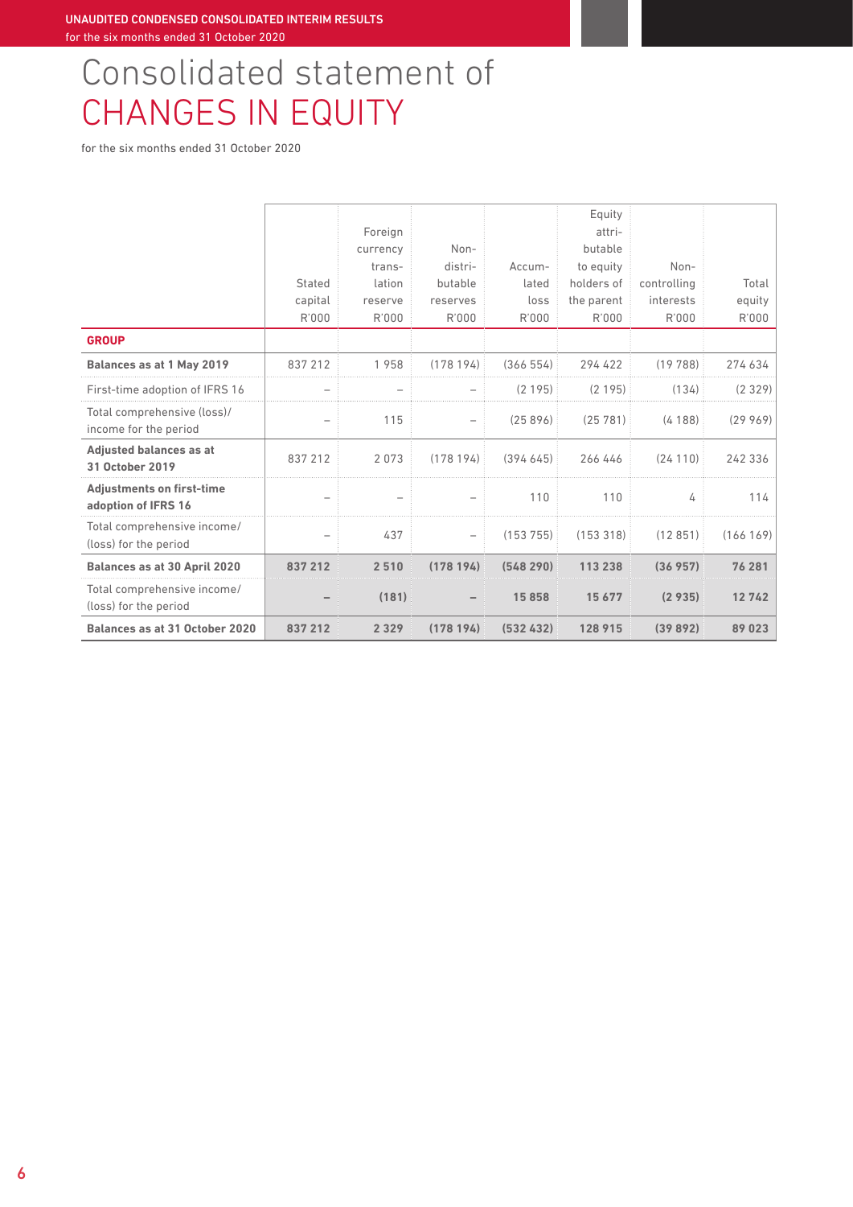# Consolidated statement of CHANGES IN EQUITY

for the six months ended 31 October 2020

| | Stated capital R'000 | Foreign currency translation reserve R'000 | Non-distributable reserves R'000 | Accumulated loss R'000 | Equity attributable to equity holders of the parent R'000 | Non-controlling interests R'000 | Total equity R'000 |
|---|---|---|---|---|---|---|---|
| **GROUP** | | | | | | | |
| **Balances as at 1 May 2019** | 837 212 | 1 958 | (178 194) | (366 554) | 294 422 | (19 788) | 274 634 |
| First-time adoption of IFRS 16 | – | – | – | (2 195) | (2 195) | (134) | (2 329) |
| Total comprehensive (loss)/income for the period | – | 115 | – | (25 896) | (25 781) | (4 188) | (29 969) |
| **Adjusted balances as at 31 October 2019** | 837 212 | 2 073 | (178 194) | (394 645) | 266 446 | (24 110) | 242 336 |
| **Adjustments on first-time adoption of IFRS 16** | – | – | – | 110 | 110 | 4 | 114 |
| Total comprehensive income/(loss) for the period | – | 437 | – | (153 755) | (153 318) | (12 851) | (166 169) |
| **Balances as at 30 April 2020** | **837 212** | **2 510** | **(178 194)** | **(548 290)** | **113 238** | **(36 957)** | **76 281** |
| Total comprehensive income/(loss) for the period | **–** | **(181)** | **–** | **15 858** | **15 677** | **(2 935)** | **12 742** |
| **Balances as at 31 October 2020** | **837 212** | **2 329** | **(178 194)** | **(532 432)** | **128 915** | **(39 892)** | **89 023** |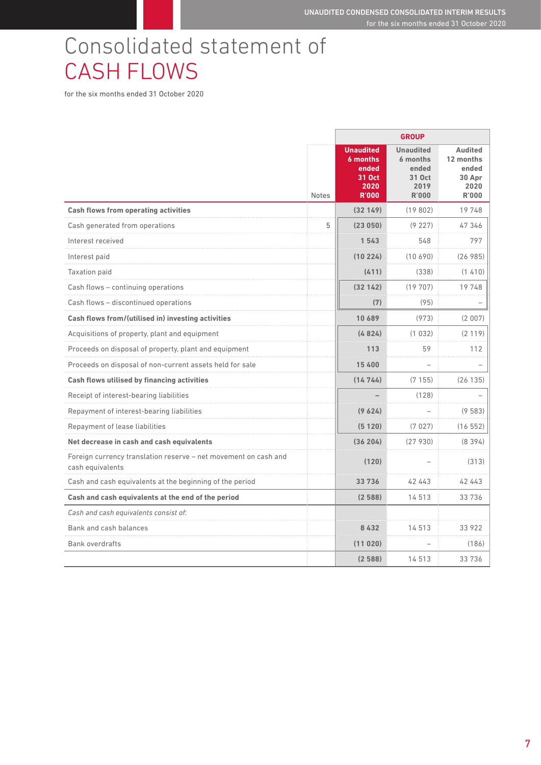# Consolidated statement of CASH FLOWS

for the six months ended 31 October 2020

| | Notes | GROUP | | |
|---|---|---|---|---|
| | | Unaudited 6 months ended 31 Oct 2020 R'000 | Unaudited 6 months ended 31 Oct 2019 R'000 | Audited 12 months ended 30 Apr 2020 R'000 |
| **Cash flows from operating activities** | | **(32 149)** | (19 802) | 19 748 |
| Cash generated from operations | 5 | **(23 050)** | (9 227) | 47 346 |
| Interest received | | **1 543** | 548 | 797 |
| Interest paid | | **(10 224)** | (10 690) | (26 985) |
| Taxation paid | | **(411)** | (338) | (1 410) |
| Cash flows – continuing operations | | **(32 142)** | (19 707) | 19 748 |
| Cash flows – discontinued operations | | **(7)** | (95) | – |
| **Cash flows from/(utilised in) investing activities** | | **10 689** | (973) | (2 007) |
| Acquisitions of property, plant and equipment | | **(4 824)** | (1 032) | (2 119) |
| Proceeds on disposal of property, plant and equipment | | **113** | 59 | 112 |
| Proceeds on disposal of non-current assets held for sale | | **15 400** | – | – |
| **Cash flows utilised by financing activities** | | **(14 744)** | (7 155) | (26 135) |
| Receipt of interest-bearing liabilities | | **–** | (128) | – |
| Repayment of interest-bearing liabilities | | **(9 624)** | – | (9 583) |
| Repayment of lease liabilities | | **(5 120)** | (7 027) | (16 552) |
| **Net decrease in cash and cash equivalents** | | **(36 204)** | (27 930) | (8 394) |
| Foreign currency translation reserve – net movement on cash and cash equivalents | | **(120)** | – | (313) |
| Cash and cash equivalents at the beginning of the period | | **33 736** | 42 443 | 42 443 |
| **Cash and cash equivalents at the end of the period** | | **(2 588)** | 14 513 | 33 736 |
| *Cash and cash equivalents consist of:* | | | | |
| Bank and cash balances | | **8 432** | 14 513 | 33 922 |
| Bank overdrafts | | **(11 020)** | – | (186) |
| | | **(2 588)** | 14 513 | 33 736 |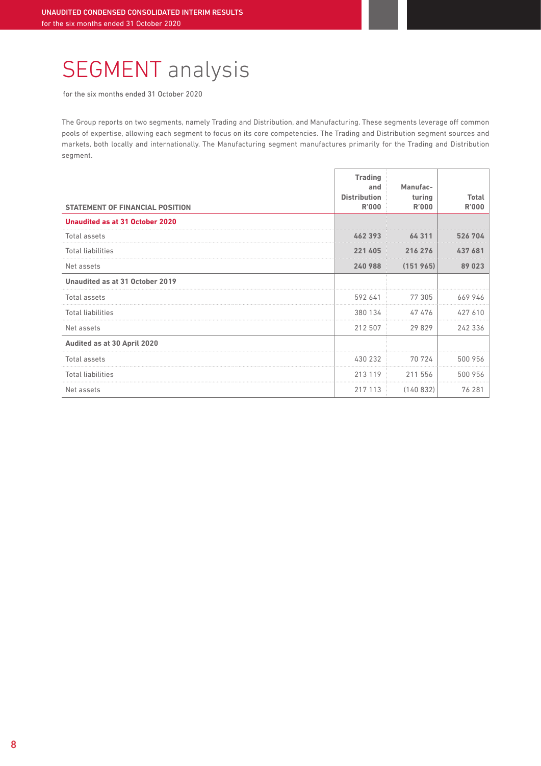# SEGMENT analysis

for the six months ended 31 October 2020

The Group reports on two segments, namely Trading and Distribution, and Manufacturing. These segments leverage off common pools of expertise, allowing each segment to focus on its core competencies. The Trading and Distribution segment sources and markets, both locally and internationally. The Manufacturing segment manufactures primarily for the Trading and Distribution segment.

| STATEMENT OF FINANCIAL POSITION | Trading and Distribution R'000 | Manufacturing R'000 | Total R'000 |
|---|---|---|---|
| **Unaudited as at 31 October 2020** | | | |
| Total assets | **462 393** | **64 311** | **526 704** |
| Total liabilities | **221 405** | **216 276** | **437 681** |
| Net assets | **240 988** | **(151 965)** | **89 023** |
| **Unaudited as at 31 October 2019** | | | |
| Total assets | 592 641 | 77 305 | 669 946 |
| Total liabilities | 380 134 | 47 476 | 427 610 |
| Net assets | 212 507 | 29 829 | 242 336 |
| **Audited as at 30 April 2020** | | | |
| Total assets | 430 232 | 70 724 | 500 956 |
| Total liabilities | 213 119 | 211 556 | 500 956 |
| Net assets | 217 113 | (140 832) | 76 281 |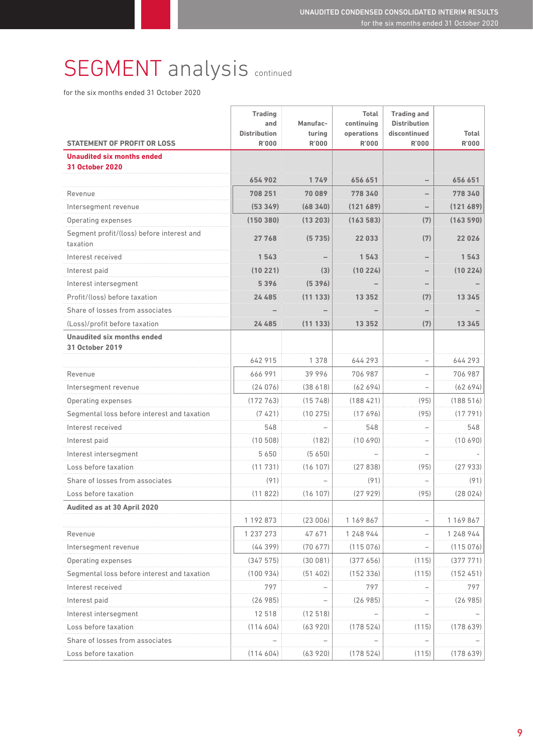# SEGMENT analysis continued

for the six months ended 31 October 2020

| STATEMENT OF PROFIT OR LOSS | Trading and Distribution R'000 | Manufacturing R'000 | Total continuing operations R'000 | Trading and Distribution discontinued R'000 | Total R'000 |
|---|---|---|---|---|---|
| **Unaudited six months ended 31 October 2020** | | | | | |
| | **654 902** | **1 749** | **656 651** | **–** | **656 651** |
| Revenue | **708 251** | **70 089** | **778 340** | **–** | **778 340** |
| Intersegment revenue | **(53 349)** | **(68 340)** | **(121 689)** | **–** | **(121 689)** |
| Operating expenses | **(150 380)** | **(13 203)** | **(163 583)** | **(7)** | **(163 590)** |
| Segment profit/(loss) before interest and taxation | **27 768** | **(5 735)** | **22 033** | **(7)** | **22 026** |
| Interest received | **1 543** | **–** | **1 543** | **–** | **1 543** |
| Interest paid | **(10 221)** | **(3)** | **(10 224)** | **–** | **(10 224)** |
| Interest intersegment | **5 396** | **(5 396)** | **–** | **–** | **–** |
| Profit/(loss) before taxation | **24 485** | **(11 133)** | **13 352** | **(7)** | **13 345** |
| Share of losses from associates | **–** | **–** | **–** | **–** | **–** |
| (Loss)/profit before taxation | **24 485** | **(11 133)** | **13 352** | **(7)** | **13 345** |
| **Unaudited six months ended 31 October 2019** | | | | | |
| | 642 915 | 1 378 | 644 293 | – | 644 293 |
| Revenue | 666 991 | 39 996 | 706 987 | – | 706 987 |
| Intersegment revenue | (24 076) | (38 618) | (62 694) | – | (62 694) |
| Operating expenses | (172 763) | (15 748) | (188 421) | (95) | (188 516) |
| Segmental loss before interest and taxation | (7 421) | (10 275) | (17 696) | (95) | (17 791) |
| Interest received | 548 | – | 548 | – | 548 |
| Interest paid | (10 508) | (182) | (10 690) | – | (10 690) |
| Interest intersegment | 5 650 | (5 650) | – | – | - |
| Loss before taxation | (11 731) | (16 107) | (27 838) | (95) | (27 933) |
| Share of losses from associates | (91) | – | (91) | – | (91) |
| Loss before taxation | (11 822) | (16 107) | (27 929) | (95) | (28 024) |
| **Audited as at 30 April 2020** | | | | | |
| | 1 192 873 | (23 006) | 1 169 867 | – | 1 169 867 |
| Revenue | 1 237 273 | 47 671 | 1 248 944 | – | 1 248 944 |
| Intersegment revenue | (44 399) | (70 677) | (115 076) | – | (115 076) |
| Operating expenses | (347 575) | (30 081) | (377 656) | (115) | (377 771) |
| Segmental loss before interest and taxation | (100 934) | (51 402) | (152 336) | (115) | (152 451) |
| Interest received | 797 | – | 797 | – | 797 |
| Interest paid | (26 985) | – | (26 985) | – | (26 985) |
| Interest intersegment | 12 518 | (12 518) | – | – | – |
| Loss before taxation | (114 604) | (63 920) | (178 524) | (115) | (178 639) |
| Share of losses from associates | – | – | – | – | – |
| Loss before taxation | (114 604) | (63 920) | (178 524) | (115) | (178 639) |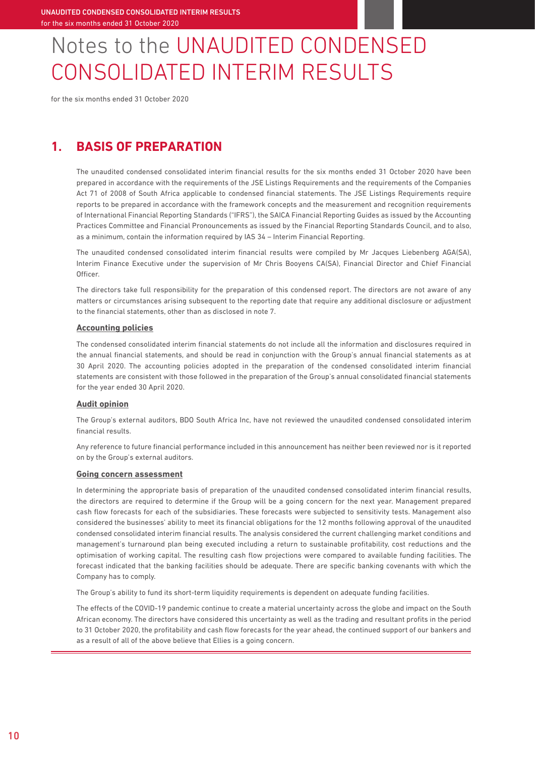# Notes to the UNAUDITED CONDENSED CONSOLIDATED INTERIM RESULTS

for the six months ended 31 October 2020

## 1. BASIS OF PREPARATION

The unaudited condensed consolidated interim financial results for the six months ended 31 October 2020 have been prepared in accordance with the requirements of the JSE Listings Requirements and the requirements of the Companies Act 71 of 2008 of South Africa applicable to condensed financial statements. The JSE Listings Requirements require reports to be prepared in accordance with the framework concepts and the measurement and recognition requirements of International Financial Reporting Standards ("IFRS"), the SAICA Financial Reporting Guides as issued by the Accounting Practices Committee and Financial Pronouncements as issued by the Financial Reporting Standards Council, and to also, as a minimum, contain the information required by IAS 34 – Interim Financial Reporting.

The unaudited condensed consolidated interim financial results were compiled by Mr Jacques Liebenberg AGA(SA), Interim Finance Executive under the supervision of Mr Chris Booyens CA(SA), Financial Director and Chief Financial Officer.

The directors take full responsibility for the preparation of this condensed report. The directors are not aware of any matters or circumstances arising subsequent to the reporting date that require any additional disclosure or adjustment to the financial statements, other than as disclosed in note 7.

**Accounting policies**

The condensed consolidated interim financial statements do not include all the information and disclosures required in the annual financial statements, and should be read in conjunction with the Group's annual financial statements as at 30 April 2020. The accounting policies adopted in the preparation of the condensed consolidated interim financial statements are consistent with those followed in the preparation of the Group's annual consolidated financial statements for the year ended 30 April 2020.

**Audit opinion**

The Group's external auditors, BDO South Africa Inc, have not reviewed the unaudited condensed consolidated interim financial results.

Any reference to future financial performance included in this announcement has neither been reviewed nor is it reported on by the Group's external auditors.

**Going concern assessment**

In determining the appropriate basis of preparation of the unaudited condensed consolidated interim financial results, the directors are required to determine if the Group will be a going concern for the next year. Management prepared cash flow forecasts for each of the subsidiaries. These forecasts were subjected to sensitivity tests. Management also considered the businesses' ability to meet its financial obligations for the 12 months following approval of the unaudited condensed consolidated interim financial results. The analysis considered the current challenging market conditions and management's turnaround plan being executed including a return to sustainable profitability, cost reductions and the optimisation of working capital. The resulting cash flow projections were compared to available funding facilities. The forecast indicated that the banking facilities should be adequate. There are specific banking covenants with which the Company has to comply.

The Group's ability to fund its short-term liquidity requirements is dependent on adequate funding facilities.

The effects of the COVID-19 pandemic continue to create a material uncertainty across the globe and impact on the South African economy. The directors have considered this uncertainty as well as the trading and resultant profits in the period to 31 October 2020, the profitability and cash flow forecasts for the year ahead, the continued support of our bankers and as a result of all of the above believe that Ellies is a going concern.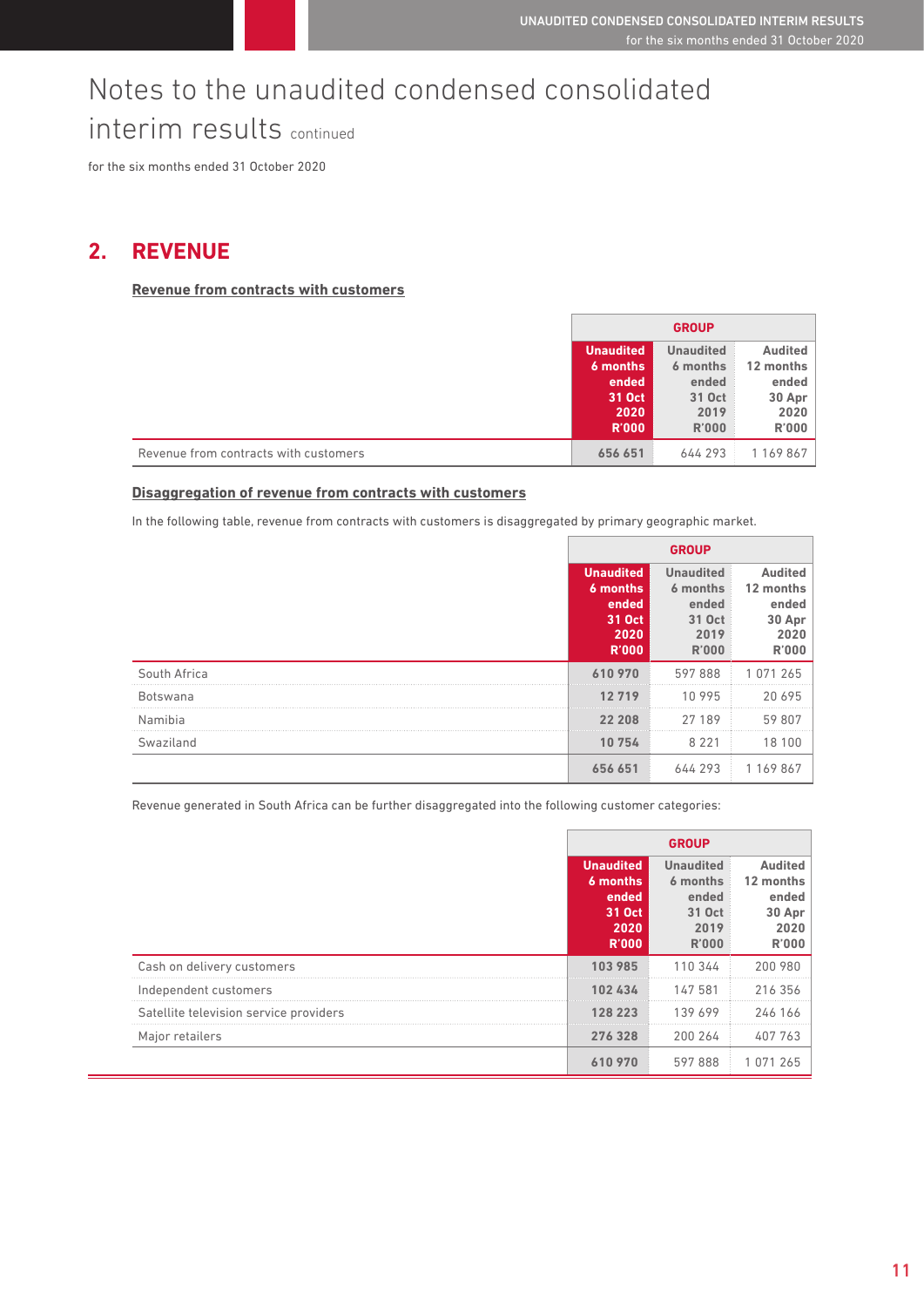# Notes to the unaudited condensed consolidated interim results continued

for the six months ended 31 October 2020

## 2. REVENUE

**Revenue from contracts with customers**

| | GROUP | | |
|---|---|---|---|
| | Unaudited 6 months ended 31 Oct 2020 R'000 | Unaudited 6 months ended 31 Oct 2019 R'000 | Audited 12 months ended 30 Apr 2020 R'000 |
| Revenue from contracts with customers | **656 651** | 644 293 | 1 169 867 |

**Disaggregation of revenue from contracts with customers**

In the following table, revenue from contracts with customers is disaggregated by primary geographic market.

| | GROUP | | |
|---|---|---|---|
| | Unaudited 6 months ended 31 Oct 2020 R'000 | Unaudited 6 months ended 31 Oct 2019 R'000 | Audited 12 months ended 30 Apr 2020 R'000 |
| South Africa | **610 970** | 597 888 | 1 071 265 |
| Botswana | **12 719** | 10 995 | 20 695 |
| Namibia | **22 208** | 27 189 | 59 807 |
| Swaziland | **10 754** | 8 221 | 18 100 |
| | **656 651** | 644 293 | 1 169 867 |

Revenue generated in South Africa can be further disaggregated into the following customer categories:

| | GROUP | | |
|---|---|---|---|
| | Unaudited 6 months ended 31 Oct 2020 R'000 | Unaudited 6 months ended 31 Oct 2019 R'000 | Audited 12 months ended 30 Apr 2020 R'000 |
| Cash on delivery customers | **103 985** | 110 344 | 200 980 |
| Independent customers | **102 434** | 147 581 | 216 356 |
| Satellite television service providers | **128 223** | 139 699 | 246 166 |
| Major retailers | **276 328** | 200 264 | 407 763 |
| | **610 970** | 597 888 | 1 071 265 |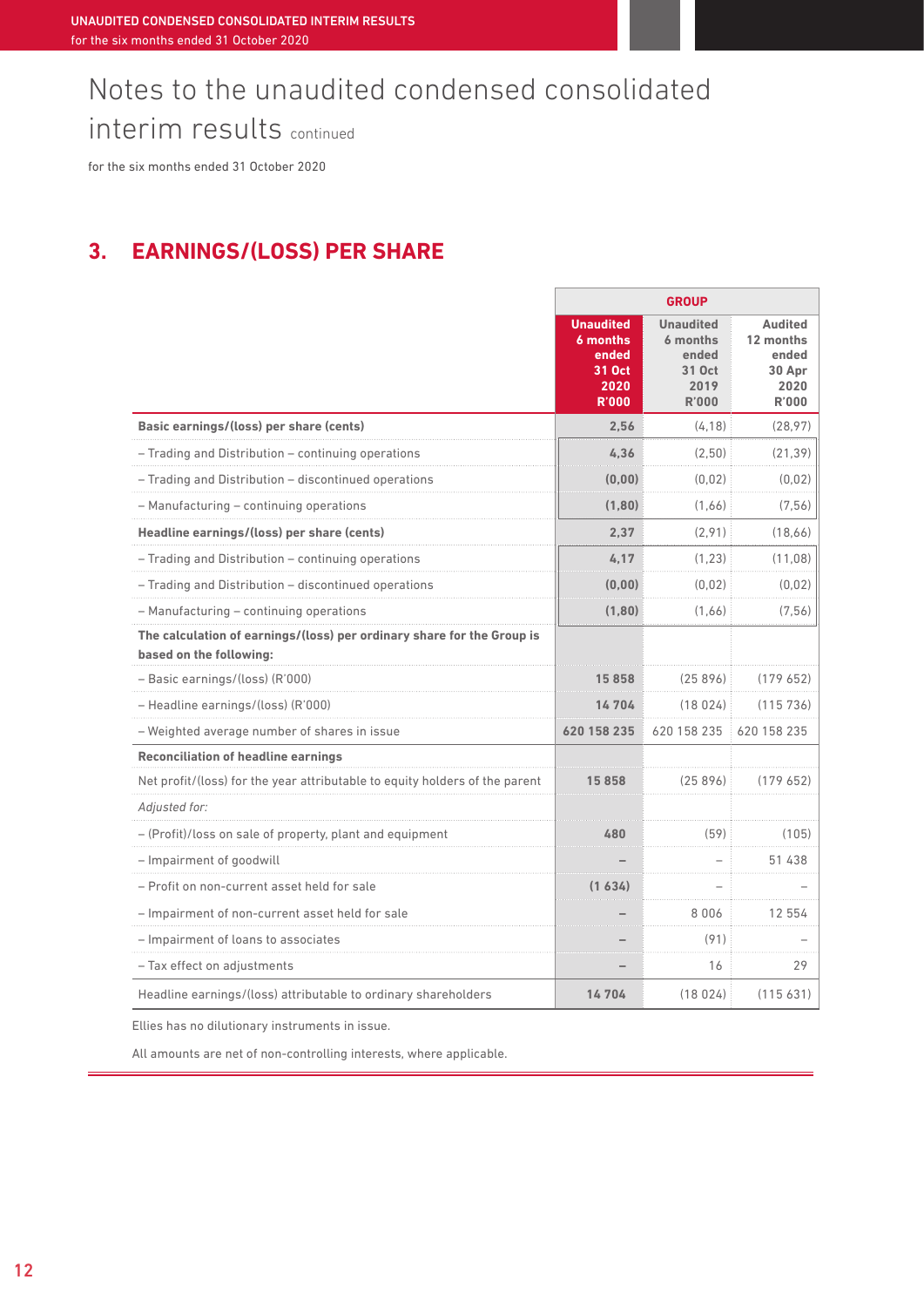# Notes to the unaudited condensed consolidated interim results continued

for the six months ended 31 October 2020

## 3. EARNINGS/(LOSS) PER SHARE

| | GROUP | | |
|---|---|---|---|
| | **Unaudited 6 months ended 31 Oct 2020 R'000** | Unaudited 6 months ended 31 Oct 2019 R'000 | Audited 12 months ended 30 Apr 2020 R'000 |
| **Basic earnings/(loss) per share (cents)** | **2,56** | (4,18) | (28,97) |
| – Trading and Distribution – continuing operations | **4,36** | (2,50) | (21,39) |
| – Trading and Distribution – discontinued operations | **(0,00)** | (0,02) | (0,02) |
| – Manufacturing – continuing operations | **(1,80)** | (1,66) | (7,56) |
| **Headline earnings/(loss) per share (cents)** | **2,37** | (2,91) | (18,66) |
| – Trading and Distribution – continuing operations | **4,17** | (1,23) | (11,08) |
| – Trading and Distribution – discontinued operations | **(0,00)** | (0,02) | (0,02) |
| – Manufacturing – continuing operations | **(1,80)** | (1,66) | (7,56) |
| **The calculation of earnings/(loss) per ordinary share for the Group is based on the following:** | | | |
| – Basic earnings/(loss) (R'000) | **15 858** | (25 896) | (179 652) |
| – Headline earnings/(loss) (R'000) | **14 704** | (18 024) | (115 736) |
| – Weighted average number of shares in issue | **620 158 235** | 620 158 235 | 620 158 235 |
| **Reconciliation of headline earnings** | | | |
| Net profit/(loss) for the year attributable to equity holders of the parent | **15 858** | (25 896) | (179 652) |
| *Adjusted for:* | | | |
| – (Profit)/loss on sale of property, plant and equipment | **480** | (59) | (105) |
| – Impairment of goodwill | **–** | – | 51 438 |
| – Profit on non-current asset held for sale | **(1 634)** | – | – |
| – Impairment of non-current asset held for sale | **–** | 8 006 | 12 554 |
| – Impairment of loans to associates | **–** | (91) | – |
| – Tax effect on adjustments | **–** | 16 | 29 |
| Headline earnings/(loss) attributable to ordinary shareholders | **14 704** | (18 024) | (115 631) |

Ellies has no dilutionary instruments in issue.

All amounts are net of non-controlling interests, where applicable.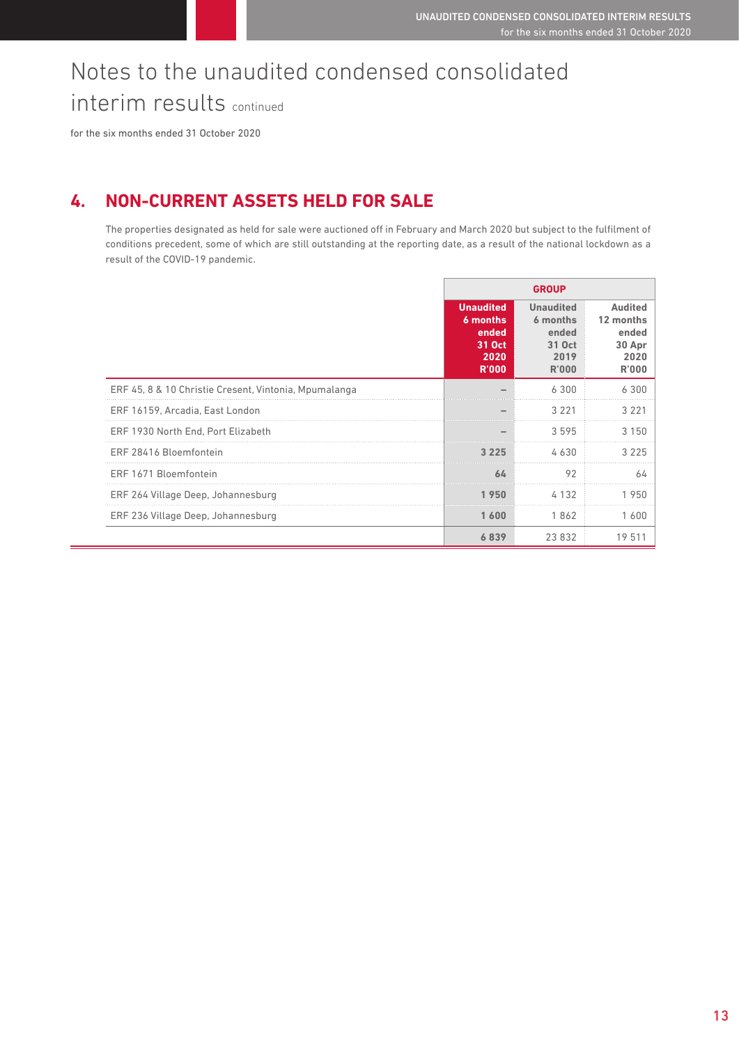# Notes to the unaudited condensed consolidated interim results continued

for the six months ended 31 October 2020

## 4. NON-CURRENT ASSETS HELD FOR SALE

The properties designated as held for sale were auctioned off in February and March 2020 but subject to the fulfilment of conditions precedent, some of which are still outstanding at the reporting date, as a result of the national lockdown as a result of the COVID-19 pandemic.

| | GROUP | | |
|---|---|---|---|
| | **Unaudited 6 months ended 31 Oct 2020 R'000** | Unaudited 6 months ended 31 Oct 2019 R'000 | Audited 12 months ended 30 Apr 2020 R'000 |
| ERF 45, 8 & 10 Christie Cresent, Vintonia, Mpumalanga | **–** | 6 300 | 6 300 |
| ERF 16159, Arcadia, East London | **–** | 3 221 | 3 221 |
| ERF 1930 North End, Port Elizabeth | **–** | 3 595 | 3 150 |
| ERF 28416 Bloemfontein | **3 225** | 4 630 | 3 225 |
| ERF 1671 Bloemfontein | **64** | 92 | 64 |
| ERF 264 Village Deep, Johannesburg | **1 950** | 4 132 | 1 950 |
| ERF 236 Village Deep, Johannesburg | **1 600** | 1 862 | 1 600 |
| | **6 839** | 23 832 | 19 511 |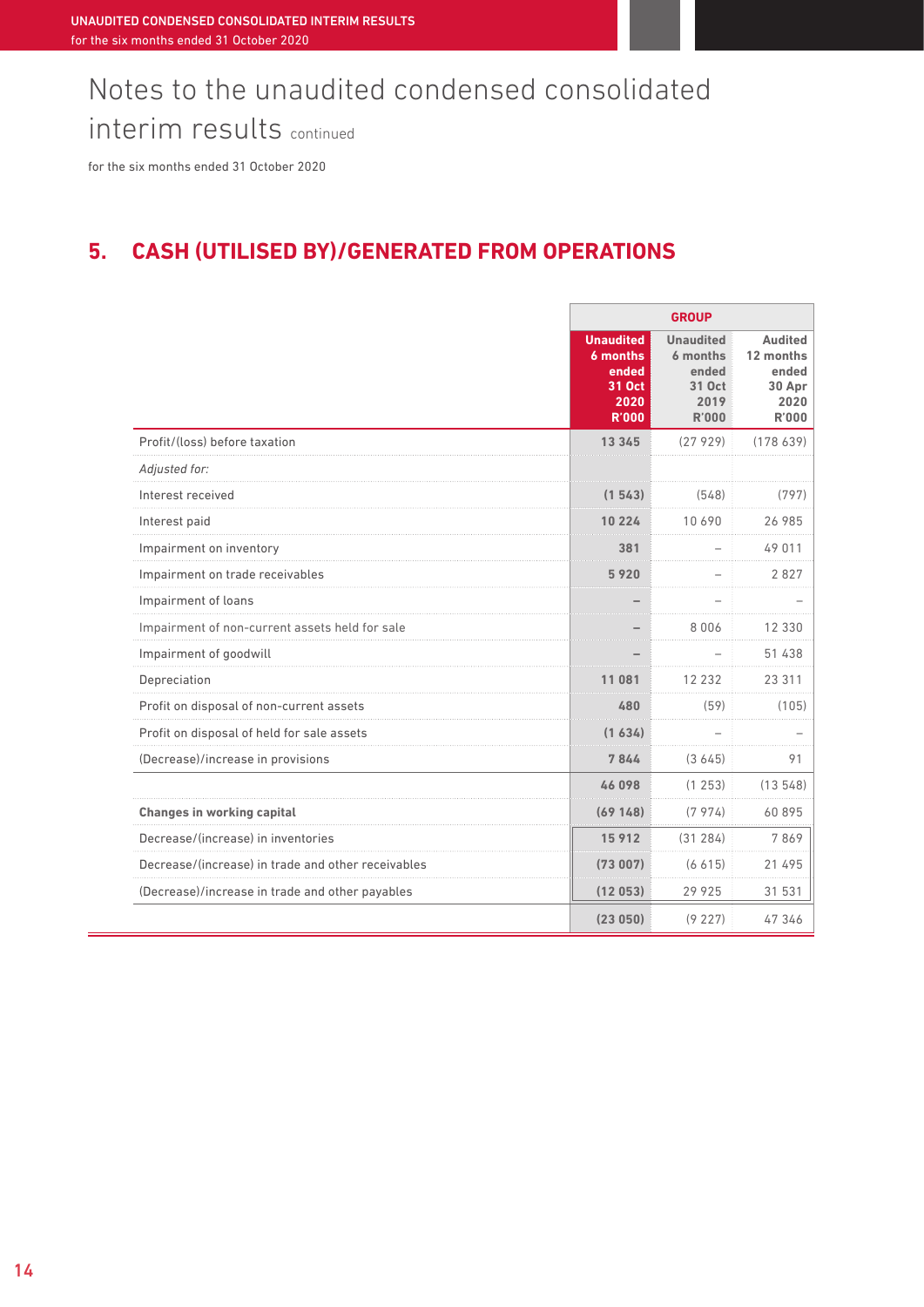# Notes to the unaudited condensed consolidated interim results continued

for the six months ended 31 October 2020

## 5. CASH (UTILISED BY)/GENERATED FROM OPERATIONS

| | GROUP | | |
|---|---|---|---|
| | **Unaudited 6 months ended 31 Oct 2020 R'000** | Unaudited 6 months ended 31 Oct 2019 R'000 | Audited 12 months ended 30 Apr 2020 R'000 |
| Profit/(loss) before taxation | **13 345** | (27 929) | (178 639) |
| *Adjusted for:* | | | |
| Interest received | **(1 543)** | (548) | (797) |
| Interest paid | **10 224** | 10 690 | 26 985 |
| Impairment on inventory | **381** | – | 49 011 |
| Impairment on trade receivables | **5 920** | – | 2 827 |
| Impairment of loans | **–** | – | – |
| Impairment of non-current assets held for sale | **–** | 8 006 | 12 330 |
| Impairment of goodwill | **–** | – | 51 438 |
| Depreciation | **11 081** | 12 232 | 23 311 |
| Profit on disposal of non-current assets | **480** | (59) | (105) |
| Profit on disposal of held for sale assets | **(1 634)** | – | – |
| (Decrease)/increase in provisions | **7 844** | (3 645) | 91 |
| | **46 098** | (1 253) | (13 548) |
| **Changes in working capital** | **(69 148)** | (7 974) | 60 895 |
| Decrease/(increase) in inventories | **15 912** | (31 284) | 7 869 |
| Decrease/(increase) in trade and other receivables | **(73 007)** | (6 615) | 21 495 |
| (Decrease)/increase in trade and other payables | **(12 053)** | 29 925 | 31 531 |
| | **(23 050)** | (9 227) | 47 346 |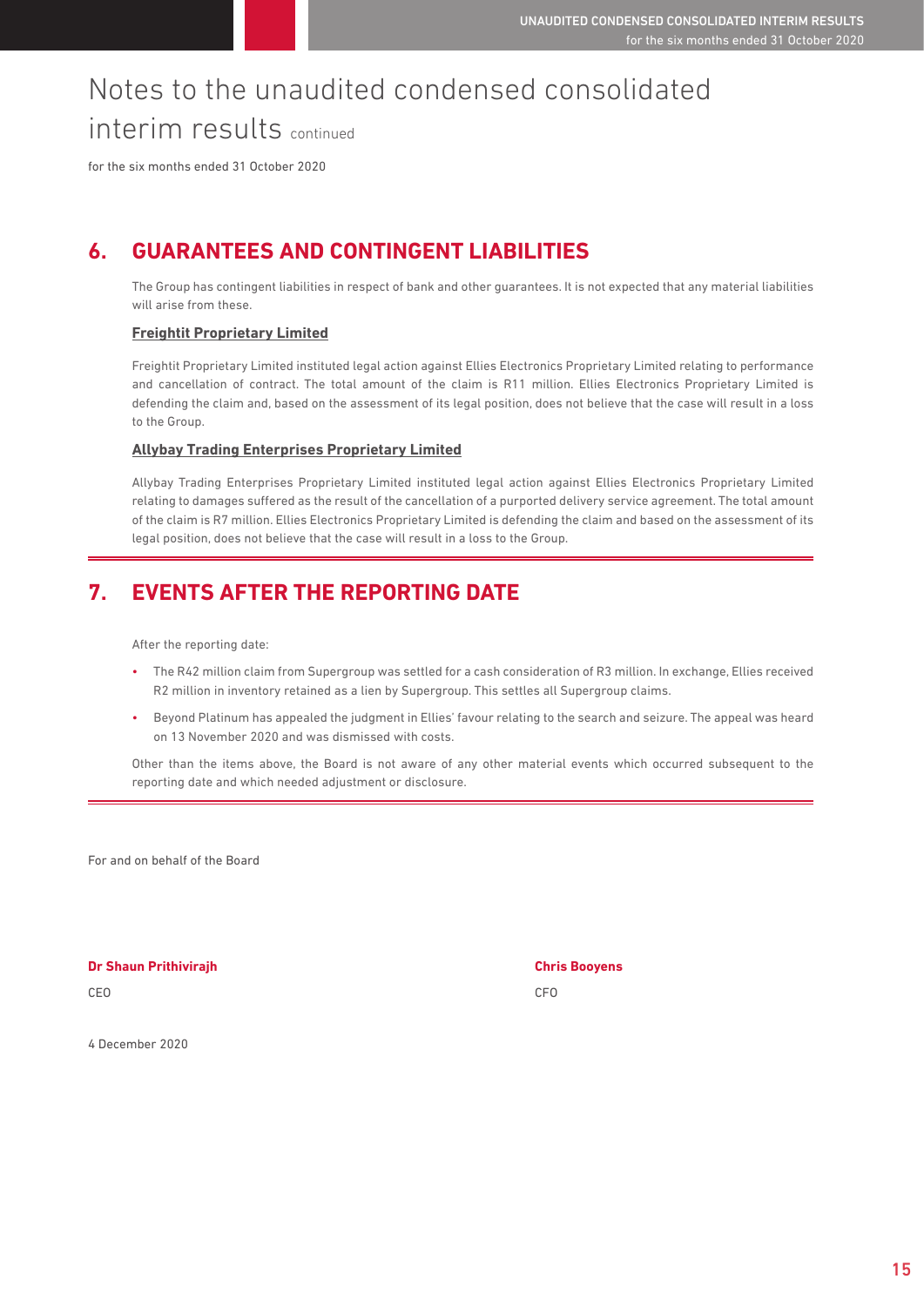# Notes to the unaudited condensed consolidated interim results continued

for the six months ended 31 October 2020

## 6. GUARANTEES AND CONTINGENT LIABILITIES

The Group has contingent liabilities in respect of bank and other guarantees. It is not expected that any material liabilities will arise from these.

### Freightit Proprietary Limited

Freightit Proprietary Limited instituted legal action against Ellies Electronics Proprietary Limited relating to performance and cancellation of contract. The total amount of the claim is R11 million. Ellies Electronics Proprietary Limited is defending the claim and, based on the assessment of its legal position, does not believe that the case will result in a loss to the Group.

### Allybay Trading Enterprises Proprietary Limited

Allybay Trading Enterprises Proprietary Limited instituted legal action against Ellies Electronics Proprietary Limited relating to damages suffered as the result of the cancellation of a purported delivery service agreement. The total amount of the claim is R7 million. Ellies Electronics Proprietary Limited is defending the claim and based on the assessment of its legal position, does not believe that the case will result in a loss to the Group.

## 7. EVENTS AFTER THE REPORTING DATE

After the reporting date:

- The R42 million claim from Supergroup was settled for a cash consideration of R3 million. In exchange, Ellies received R2 million in inventory retained as a lien by Supergroup. This settles all Supergroup claims.
- Beyond Platinum has appealed the judgment in Ellies' favour relating to the search and seizure. The appeal was heard on 13 November 2020 and was dismissed with costs.

Other than the items above, the Board is not aware of any other material events which occurred subsequent to the reporting date and which needed adjustment or disclosure.

For and on behalf of the Board

**Dr Shaun Prithivirajh**
CEO

**Chris Booyens**
CFO

4 December 2020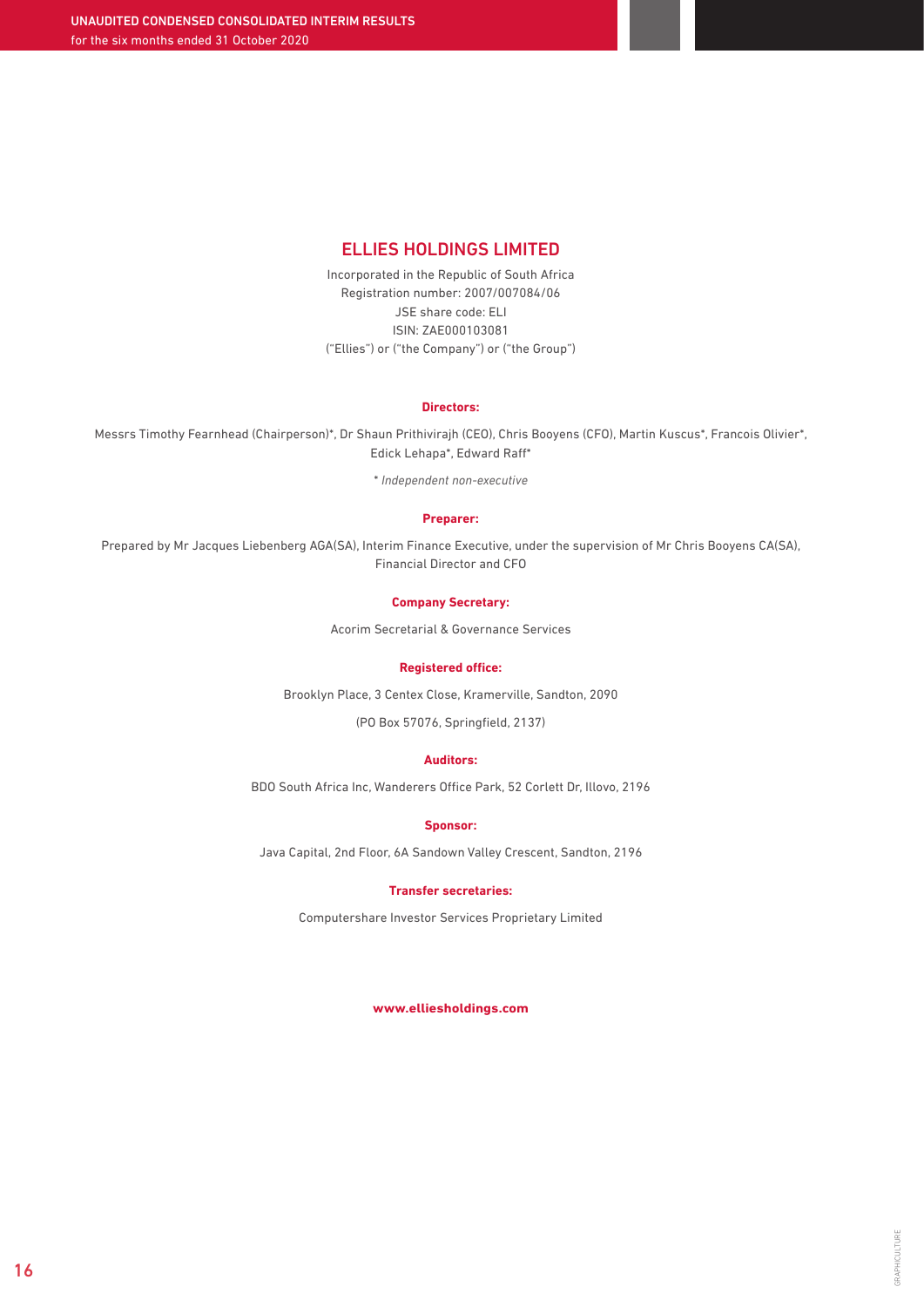# ELLIES HOLDINGS LIMITED

Incorporated in the Republic of South Africa
Registration number: 2007/007084/06
JSE share code: ELI
ISIN: ZAE000103081
("Ellies") or ("the Company") or ("the Group")

**Directors:**

Messrs Timothy Fearnhead (Chairperson)*, Dr Shaun Prithvirajh (CEO), Chris Booyens (CFO), Martin Kuscus*, Francois Olivier*, Edick Lehapa*, Edward Raff*

*\* Independent non-executive*

**Preparer:**

Prepared by Mr Jacques Liebenberg AGA(SA), Interim Finance Executive, under the supervision of Mr Chris Booyens CA(SA), Financial Director and CFO

**Company Secretary:**

Acorim Secretarial & Governance Services

**Registered office:**

Brooklyn Place, 3 Centex Close, Kramerville, Sandton, 2090

(PO Box 57076, Springfield, 2137)

**Auditors:**

BDO South Africa Inc, Wanderers Office Park, 52 Corlett Dr, Illovo, 2196

**Sponsor:**

Java Capital, 2nd Floor, 6A Sandown Valley Crescent, Sandton, 2196

**Transfer secretaries:**

Computershare Investor Services Proprietary Limited

**www.elliesholdings.com**